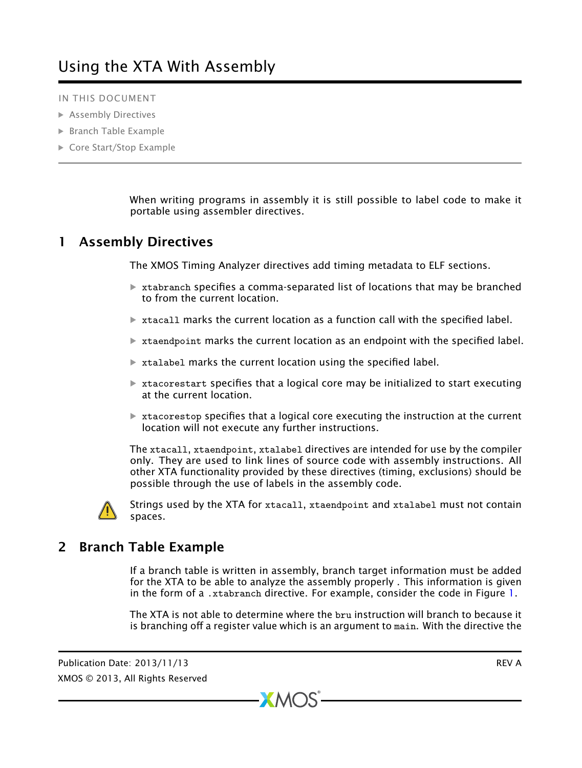# Using the XTA With Assembly

IN THIS DOCUMENT

- Assembly Directives
- Branch Table Example
- Core Start/Stop Example

When writing programs in assembly it is still possible to label code to make it portable using assembler directives.

## 1 Assembly Directives

The XMOS Timing Analyzer directives add timing metadata to ELF sections.

- `xtabranch` specifies a comma-separated list of locations that may be branched to from the current location.
- `xtacall` marks the current location as a function call with the specified label.
- `xtaendpoint` marks the current location as an endpoint with the specified label.
- `xtalabel` marks the current location using the specified label.
- `xtacorestart` specifies that a logical core may be initialized to start executing at the current location.
- `xtacorestop` specifies that a logical core executing the instruction at the current location will not execute any further instructions.

The `xtacall`, `xtaendpoint`, `xtalabel` directives are intended for use by the compiler only. They are used to link lines of source code with assembly instructions. All other XTA functionality provided by these directives (timing, exclusions) should be possible through the use of labels in the assembly code.

Strings used by the XTA for `xtacall`, `xtaendpoint` and `xtalabel` must not contain spaces.

## 2 Branch Table Example

If a branch table is written in assembly, branch target information must be added for the XTA to be able to analyze the assembly properly . This information is given in the form of a `.xtabranch` directive. For example, consider the code in Figure 1.

The XTA is not able to determine where the `bru` instruction will branch to because it is branching off a register value which is an argument to `main`. With the directive the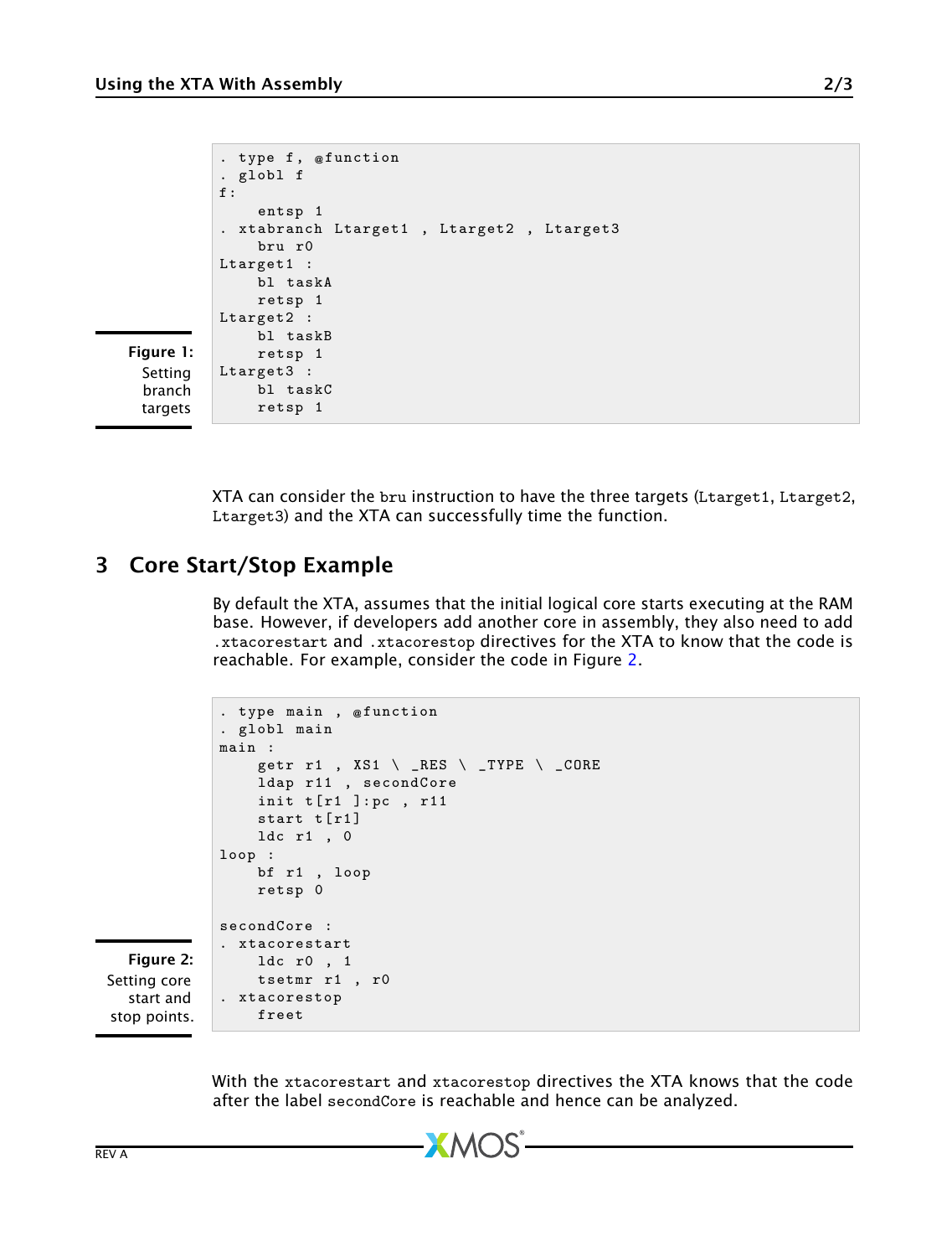```
.type f, @function
.globl f
f:
    entsp 1
.xtabranch Ltarget1, Ltarget2, Ltarget3
    bru r0
Ltarget1:
    bl taskA
    retsp 1
Ltarget2:
    bl taskB
    retsp 1
Ltarget3:
    bl taskC
    retsp 1
```

**Figure 1:** Setting branch targets

XTA can consider the bru instruction to have the three targets (Ltarget1, Ltarget2, Ltarget3) and the XTA can successfully time the function.

## 3 Core Start/Stop Example

By default the XTA, assumes that the initial logical core starts executing at the RAM base. However, if developers add another core in assembly, they also need to add .xtacorestart and .xtacorestop directives for the XTA to know that the code is reachable. For example, consider the code in Figure 2.

```
.type main, @function
.globl main
main:
    getr r1, XS1\_RES\_TYPE\_CORE
    ldap r11, secondCore
    init t[r1]:pc, r11
    start t[r1]
    ldc r1, 0
loop:
    bf r1, loop
    retsp 0

secondCore:
.xtacorestart
    ldc r0, 1
    tsetmr r1, r0
.xtacorestop
    freet
```

**Figure 2:** Setting core start and stop points.

With the xtacorestart and xtacorestop directives the XTA knows that the code after the label secondCore is reachable and hence can be analyzed.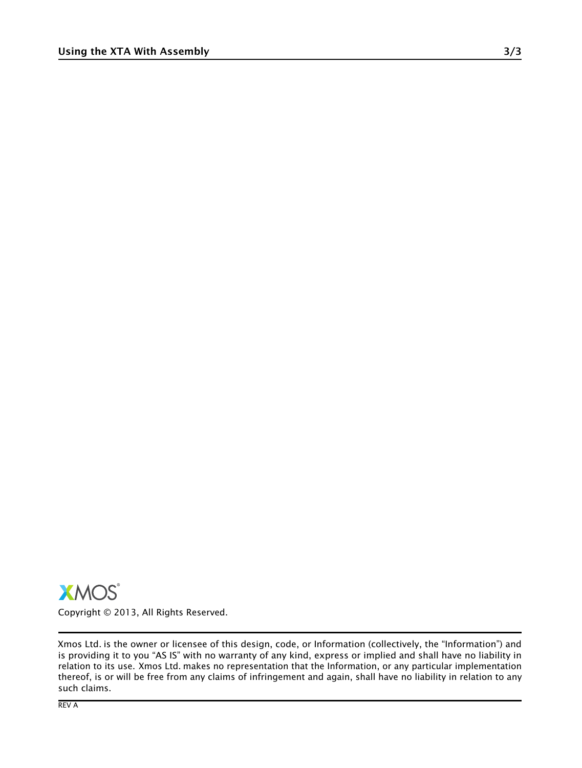XMOS

Copyright © 2013, All Rights Reserved.

---

Xmos Ltd. is the owner or licensee of this design, code, or Information (collectively, the "Information") and is providing it to you "AS IS" with no warranty of any kind, express or implied and shall have no liability in relation to its use. Xmos Ltd. makes no representation that the Information, or any particular implementation thereof, is or will be free from any claims of infringement and again, shall have no liability in relation to any such claims.

---

REV A